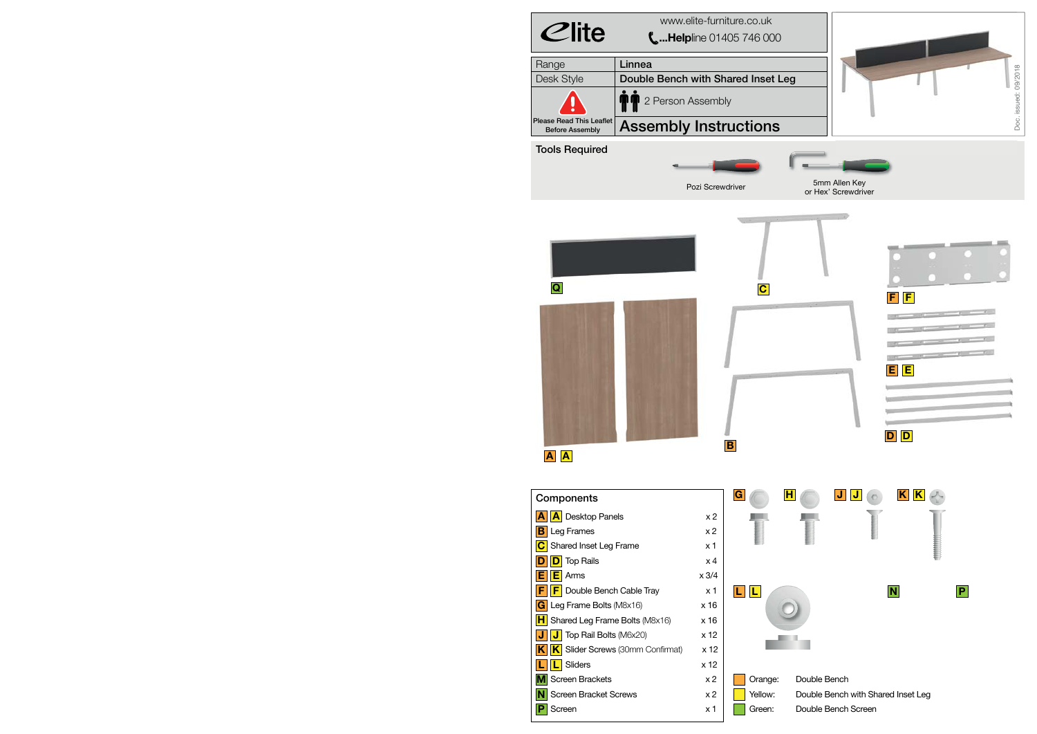# Elite

www.elite-furniture.co.uk

**Help**line 01405 746 000

| | |
|---|---|
| Range | **Linnea** |
| Desk Style | **Double Bench with Shared Inset Leg** |
| Please Read This Leaflet Before Assembly | 2 Person Assembly |
| | **Assembly Instructions** |

Doc. issued: 09/2018

## Tools Required

- Pozi Screwdriver
- 5mm Allen Key or Hex' Screwdriver

Q, C, F F, E E, D D, A A, B

## Components

| | Component | Qty |
|---|---|---|
| A A | Desktop Panels | x 2 |
| B | Leg Frames | x 2 |
| C | Shared Inset Leg Frame | x 1 |
| D D | Top Rails | x 4 |
| E E | Arms | x 3/4 |
| F F | Double Bench Cable Tray | x 1 |
| G | Leg Frame Bolts (M8x16) | x 16 |
| H | Shared Leg Frame Bolts (M8x16) | x 16 |
| J J | Top Rail Bolts (M6x20) | x 12 |
| K K | Slider Screws (30mm Confirmat) | x 12 |
| L L | Sliders | x 12 |
| M | Screen Brackets | x 2 |
| N | Screen Bracket Screws | x 2 |
| P | Screen | x 1 |

G, H, J J, K K, L L, N, P

- Orange: Double Bench
- Yellow: Double Bench with Shared Inset Leg
- Green: Double Bench Screen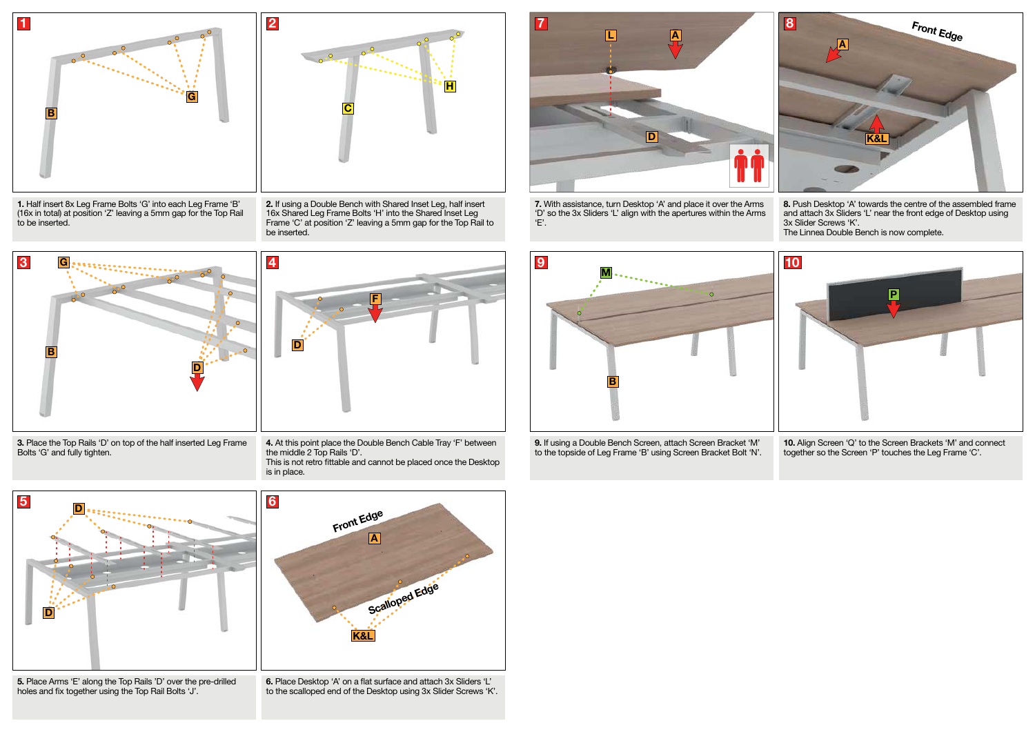1. Half insert 8x Leg Frame Bolts 'G' into each Leg Frame 'B' (16x in total) at position 'Z' leaving a 5mm gap for the Top Rail to be inserted.

2. If using a Double Bench with Shared Inset Leg, half insert 16x Shared Leg Frame Bolts 'H' into the Shared Inset Leg Frame 'C' at position 'Z' leaving a 5mm gap for the Top Rail to be inserted.

3. Place the Top Rails 'D' on top of the half inserted Leg Frame Bolts 'G' and fully tighten.

4. At this point place the Double Bench Cable Tray 'F' between the middle 2 Top Rails 'D'.
This is not retro fittable and cannot be placed once the Desktop is in place.

5. Place Arms 'E' along the Top Rails 'D' over the pre-drilled holes and fix together using the Top Rail Bolts 'J'.

6. Place Desktop 'A' on a flat surface and attach 3x Sliders 'L' to the scalloped end of the Desktop using 3x Slider Screws 'K'.

7. With assistance, turn Desktop 'A' and place it over the Arms 'D' so the 3x Sliders 'L' align with the apertures within the Arms 'E'.

8. Push Desktop 'A' towards the centre of the assembled frame and attach 3x Sliders 'L' near the front edge of Desktop using 3x Slider Screws 'K'.
The Linnea Double Bench is now complete.

9. If using a Double Bench Screen, attach Screen Bracket 'M' to the topside of Leg Frame 'B' using Screen Bracket Bolt 'N'.

10. Align Screen 'Q' to the Screen Brackets 'M' and connect together so the Screen 'P' touches the Leg Frame 'C'.